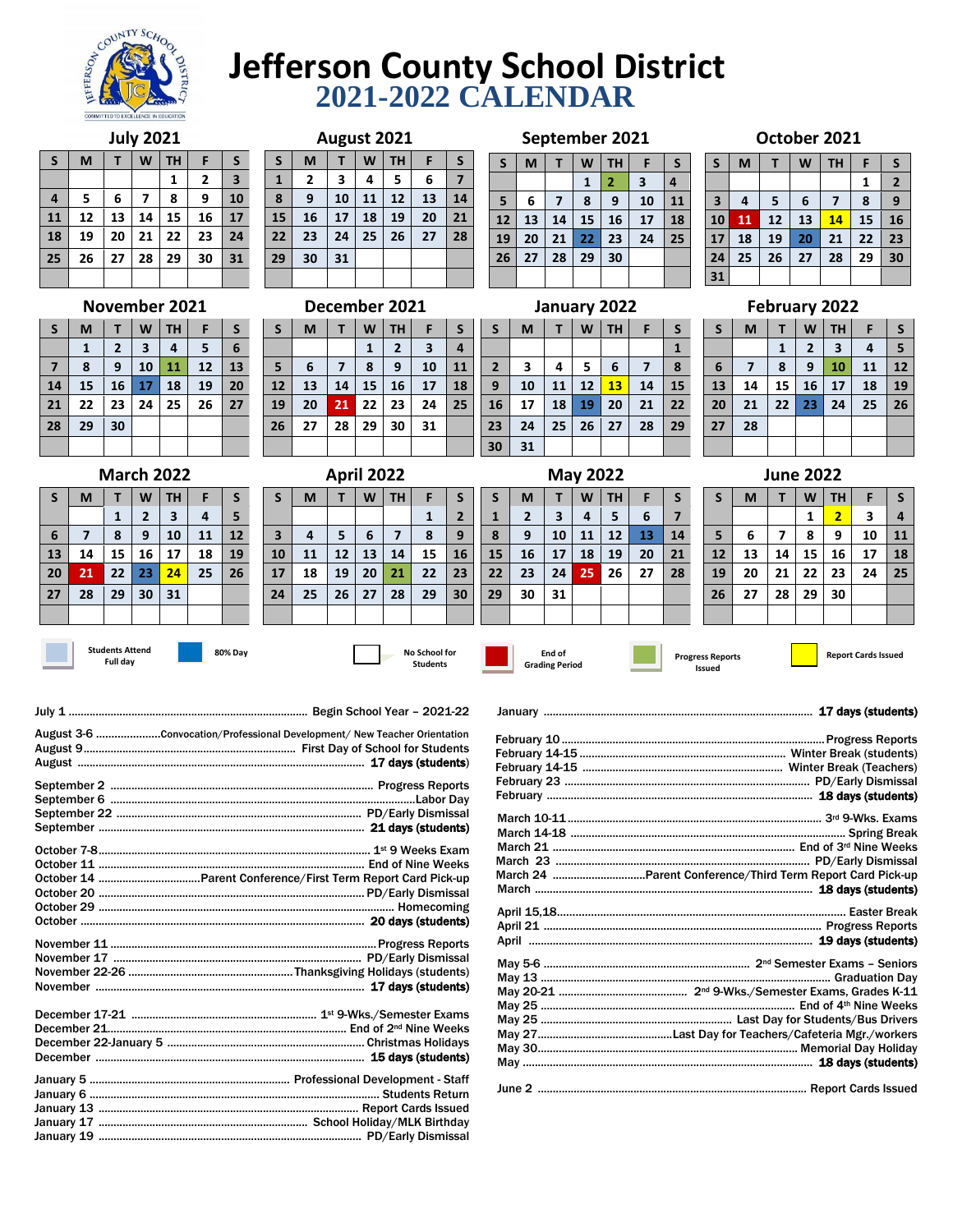# Jefferson County School District

## 2021-2022 CALENDAR

### July 2021

| S | M | T | W | TH | F | S |
|---|---|---|---|---|---|---|
| | | | | 1 | 2 | 3 |
| 4 | 5 | 6 | 7 | 8 | 9 | 10 |
| 11 | 12 | 13 | 14 | 15 | 16 | 17 |
| 18 | 19 | 20 | 21 | 22 | 23 | 24 |
| 25 | 26 | 27 | 28 | 29 | 30 | 31 |

### August 2021

| S | M | T | W | TH | F | S |
|---|---|---|---|---|---|---|
| 1 | 2 | 3 | 4 | 5 | 6 | 7 |
| 8 | 9 | 10 | 11 | 12 | 13 | 14 |
| 15 | 16 | 17 | 18 | 19 | 20 | 21 |
| 22 | 23 | 24 | 25 | 26 | 27 | 28 |
| 29 | 30 | 31 | | | | |

### September 2021

| S | M | T | W | TH | F | S |
|---|---|---|---|---|---|---|
| | | | 1 | 2 | 3 | 4 |
| 5 | 6 | 7 | 8 | 9 | 10 | 11 |
| 12 | 13 | 14 | 15 | 16 | 17 | 18 |
| 19 | 20 | 21 | 22 | 23 | 24 | 25 |
| 26 | 27 | 28 | 29 | 30 | | |

### October 2021

| S | M | T | W | TH | F | S |
|---|---|---|---|---|---|---|
| | | | | | 1 | 2 |
| 3 | 4 | 5 | 6 | 7 | 8 | 9 |
| 10 | 11 | 12 | 13 | 14 | 15 | 16 |
| 17 | 18 | 19 | 20 | 21 | 22 | 23 |
| 24 | 25 | 26 | 27 | 28 | 29 | 30 |
| 31 | | | | | | |

### November 2021

| S | M | T | W | TH | F | S |
|---|---|---|---|---|---|---|
| | 1 | 2 | 3 | 4 | 5 | 6 |
| 7 | 8 | 9 | 10 | 11 | 12 | 13 |
| 14 | 15 | 16 | 17 | 18 | 19 | 20 |
| 21 | 22 | 23 | 24 | 25 | 26 | 27 |
| 28 | 29 | 30 | | | | |

### December 2021

| S | M | T | W | TH | F | S |
|---|---|---|---|---|---|---|
| | | | 1 | 2 | 3 | 4 |
| 5 | 6 | 7 | 8 | 9 | 10 | 11 |
| 12 | 13 | 14 | 15 | 16 | 17 | 18 |
| 19 | 20 | 21 | 22 | 23 | 24 | 25 |
| 26 | 27 | 28 | 29 | 30 | 31 | |

### January 2022

| S | M | T | W | TH | F | S |
|---|---|---|---|---|---|---|
| | | | | | | 1 |
| 2 | 3 | 4 | 5 | 6 | 7 | 8 |
| 9 | 10 | 11 | 12 | 13 | 14 | 15 |
| 16 | 17 | 18 | 19 | 20 | 21 | 22 |
| 23 | 24 | 25 | 26 | 27 | 28 | 29 |
| 30 | 31 | | | | | |

### February 2022

| S | M | T | W | TH | F | S |
|---|---|---|---|---|---|---|
| | | 1 | 2 | 3 | 4 | 5 |
| 6 | 7 | 8 | 9 | 10 | 11 | 12 |
| 13 | 14 | 15 | 16 | 17 | 18 | 19 |
| 20 | 21 | 22 | 23 | 24 | 25 | 26 |
| 27 | 28 | | | | | |

### March 2022

| S | M | T | W | TH | F | S |
|---|---|---|---|---|---|---|
| | | 1 | 2 | 3 | 4 | 5 |
| 6 | 7 | 8 | 9 | 10 | 11 | 12 |
| 13 | 14 | 15 | 16 | 17 | 18 | 19 |
| 20 | 21 | 22 | 23 | 24 | 25 | 26 |
| 27 | 28 | 29 | 30 | 31 | | |

### April 2022

| S | M | T | W | TH | F | S |
|---|---|---|---|---|---|---|
| | | | | | 1 | 2 |
| 3 | 4 | 5 | 6 | 7 | 8 | 9 |
| 10 | 11 | 12 | 13 | 14 | 15 | 16 |
| 17 | 18 | 19 | 20 | 21 | 22 | 23 |
| 24 | 25 | 26 | 27 | 28 | 29 | 30 |

### May 2022

| S | M | T | W | TH | F | S |
|---|---|---|---|---|---|---|
| 1 | 2 | 3 | 4 | 5 | 6 | 7 |
| 8 | 9 | 10 | 11 | 12 | 13 | 14 |
| 15 | 16 | 17 | 18 | 19 | 20 | 21 |
| 22 | 23 | 24 | 25 | 26 | 27 | 28 |
| 29 | 30 | 31 | | | | |

### June 2022

| S | M | T | W | TH | F | S |
|---|---|---|---|---|---|---|
| | | | 1 | 2 | 3 | 4 |
| 5 | 6 | 7 | 8 | 9 | 10 | 11 |
| 12 | 13 | 14 | 15 | 16 | 17 | 18 |
| 19 | 20 | 21 | 22 | 23 | 24 | 25 |
| 26 | 27 | 28 | 29 | 30 | | |

Students Attend Full day | 80% Day | No School for Students | End of Grading Period | Progress Reports Issued | Report Cards Issued

July 1 .......... Begin School Year – 2021-22

August 3-6 .......... Convocation/Professional Development/ New Teacher Orientation
August 9 .......... First Day of School for Students
August .......... **17 days (students)**

September 2 .......... Progress Reports
September 6 .......... Labor Day
September 22 .......... PD/Early Dismissal
September .......... **21 days (students)**

October 7-8 .......... 1st 9 Weeks Exam
October 11 .......... End of Nine Weeks
October 14 .......... Parent Conference/First Term Report Card Pick-up
October 20 .......... PD/Early Dismissal
October 29 .......... Homecoming
October .......... **20 days (students)**

November 11 .......... Progress Reports
November 17 .......... PD/Early Dismissal
November 22-26 .......... Thanksgiving Holidays (students)
November .......... **17 days (students)**

December 17-21 .......... 1st 9-Wks./Semester Exams
December 21 .......... End of 2nd Nine Weeks
December 22-January 5 .......... Christmas Holidays
December .......... **15 days (students)**

January 5 .......... Professional Development - Staff
January 6 .......... Students Return
January 13 .......... Report Cards Issued
January 17 .......... School Holiday/MLK Birthday
January 19 .......... PD/Early Dismissal
January .......... **17 days (students)**

February 10 .......... Progress Reports
February 14-15 .......... Winter Break (students)
February 14-15 .......... Winter Break (Teachers)
February 23 .......... PD/Early Dismissal
February .......... **18 days (students)**

March 10-11 .......... 3rd 9-Wks. Exams
March 14-18 .......... Spring Break
March 21 .......... End of 3rd Nine Weeks
March 23 .......... PD/Early Dismissal
March 24 .......... Parent Conference/Third Term Report Card Pick-up
March .......... **18 days (students)**

April 15,18 .......... Easter Break
April 21 .......... Progress Reports
April .......... **19 days (students)**

May 5-6 .......... 2nd Semester Exams – Seniors
May 13 .......... Graduation Day
May 20-21 .......... 2nd 9-Wks./Semester Exams, Grades K-11
May 25 .......... End of 4th Nine Weeks
May 25 .......... Last Day for Students/Bus Drivers
May 27 .......... Last Day for Teachers/Cafeteria Mgr./workers
May 30 .......... Memorial Day Holiday
May .......... **18 days (students)**

June 2 .......... Report Cards Issued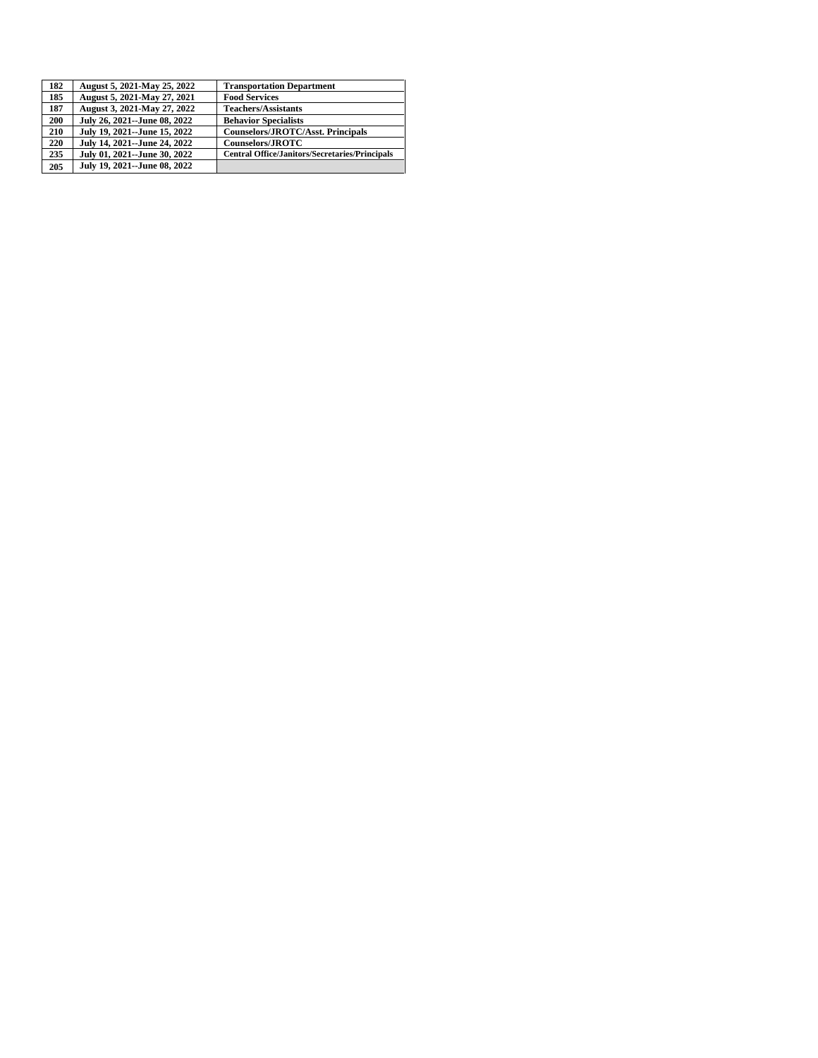| 182 | August 5, 2021-May 25, 2022 | Transportation Department |
|---|---|---|
| 185 | August 5, 2021-May 27, 2021 | Food Services |
| 187 | August 3, 2021-May 27, 2022 | Teachers/Assistants |
| 200 | July 26, 2021--June 08, 2022 | Behavior Specialists |
| 210 | July 19, 2021--June 15, 2022 | Counselors/JROTC/Asst. Principals |
| 220 | July 14, 2021--June 24, 2022 | Counselors/JROTC |
| 235 | July 01, 2021--June 30, 2022 | Central Office/Janitors/Secretaries/Principals |
| 205 | July 19, 2021--June 08, 2022 | |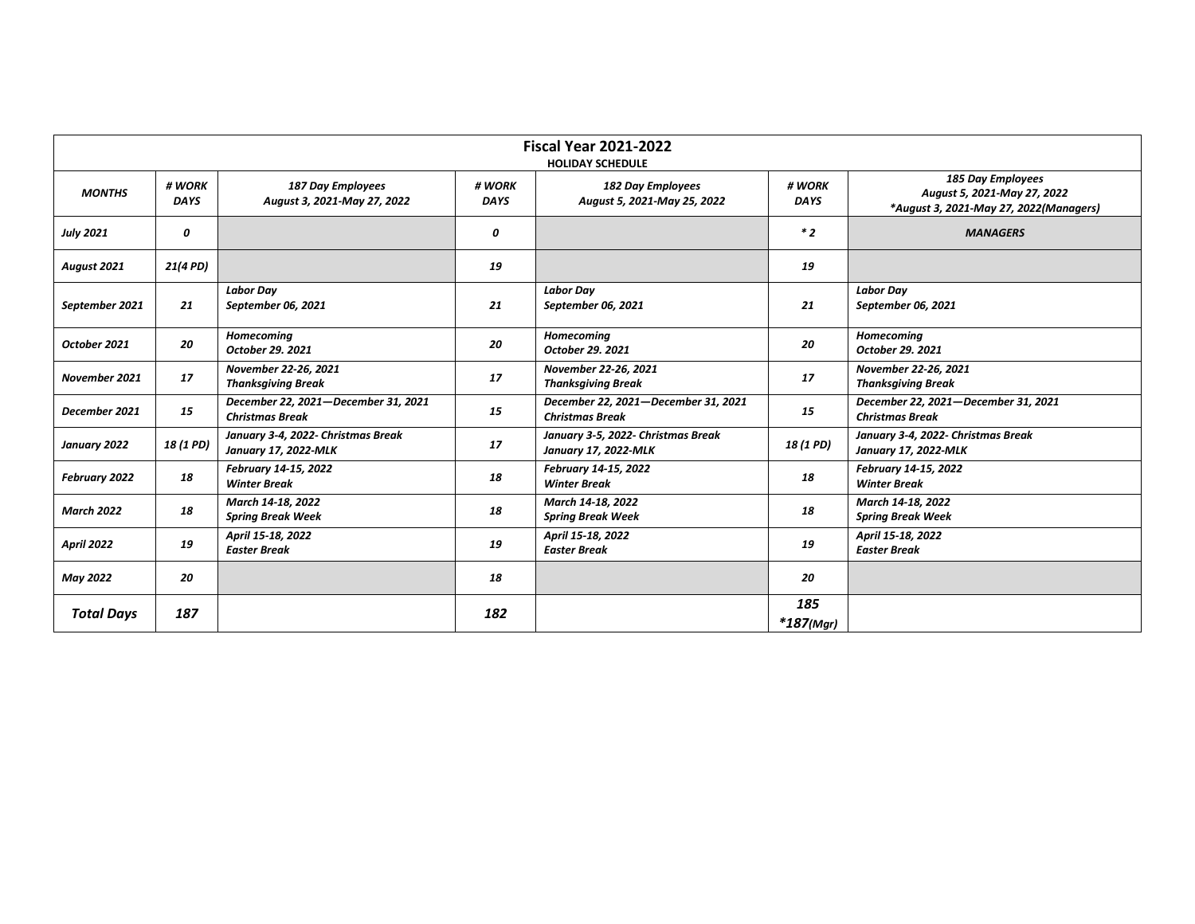| Fiscal Year 2021-2022 HOLIDAY SCHEDULE | | | | | | |
|---|---|---|---|---|---|---|
| ***MONTHS*** | ***# WORK DAYS*** | ***187 Day Employees August 3, 2021-May 27, 2022*** | ***# WORK DAYS*** | ***182 Day Employees August 5, 2021-May 25, 2022*** | ***# WORK DAYS*** | ***185 Day Employees August 5, 2021-May 27, 2022 *August 3, 2021-May 27, 2022(Managers)*** |
| ***July 2021*** | ***0*** | | ***0*** | | ****2*** | ***MANAGERS*** |
| ***August 2021*** | ***21(4 PD)*** | | ***19*** | | ***19*** | |
| ***September 2021*** | ***21*** | ***Labor Day September 06, 2021*** | ***21*** | ***Labor Day September 06, 2021*** | ***21*** | ***Labor Day September 06, 2021*** |
| ***October 2021*** | ***20*** | ***Homecoming October 29. 2021*** | ***20*** | ***Homecoming October 29. 2021*** | ***20*** | ***Homecoming October 29. 2021*** |
| ***November 2021*** | ***17*** | ***November 22-26, 2021 Thanksgiving Break*** | ***17*** | ***November 22-26, 2021 Thanksgiving Break*** | ***17*** | ***November 22-26, 2021 Thanksgiving Break*** |
| ***December 2021*** | ***15*** | ***December 22, 2021—December 31, 2021 Christmas Break*** | ***15*** | ***December 22, 2021—December 31, 2021 Christmas Break*** | ***15*** | ***December 22, 2021—December 31, 2021 Christmas Break*** |
| ***January 2022*** | ***18 (1 PD)*** | ***January 3-4, 2022- Christmas Break January 17, 2022-MLK*** | ***17*** | ***January 3-5, 2022- Christmas Break January 17, 2022-MLK*** | ***18 (1 PD)*** | ***January 3-4, 2022- Christmas Break January 17, 2022-MLK*** |
| ***February 2022*** | ***18*** | ***February 14-15, 2022 Winter Break*** | ***18*** | ***February 14-15, 2022 Winter Break*** | ***18*** | ***February 14-15, 2022 Winter Break*** |
| ***March 2022*** | ***18*** | ***March 14-18, 2022 Spring Break Week*** | ***18*** | ***March 14-18, 2022 Spring Break Week*** | ***18*** | ***March 14-18, 2022 Spring Break Week*** |
| ***April 2022*** | ***19*** | ***April 15-18, 2022 Easter Break*** | ***19*** | ***April 15-18, 2022 Easter Break*** | ***19*** | ***April 15-18, 2022 Easter Break*** |
| ***May 2022*** | ***20*** | | ***18*** | | ***20*** | |
| ***Total Days*** | ***187*** | | ***182*** | | ***185 *187(Mgr)*** | |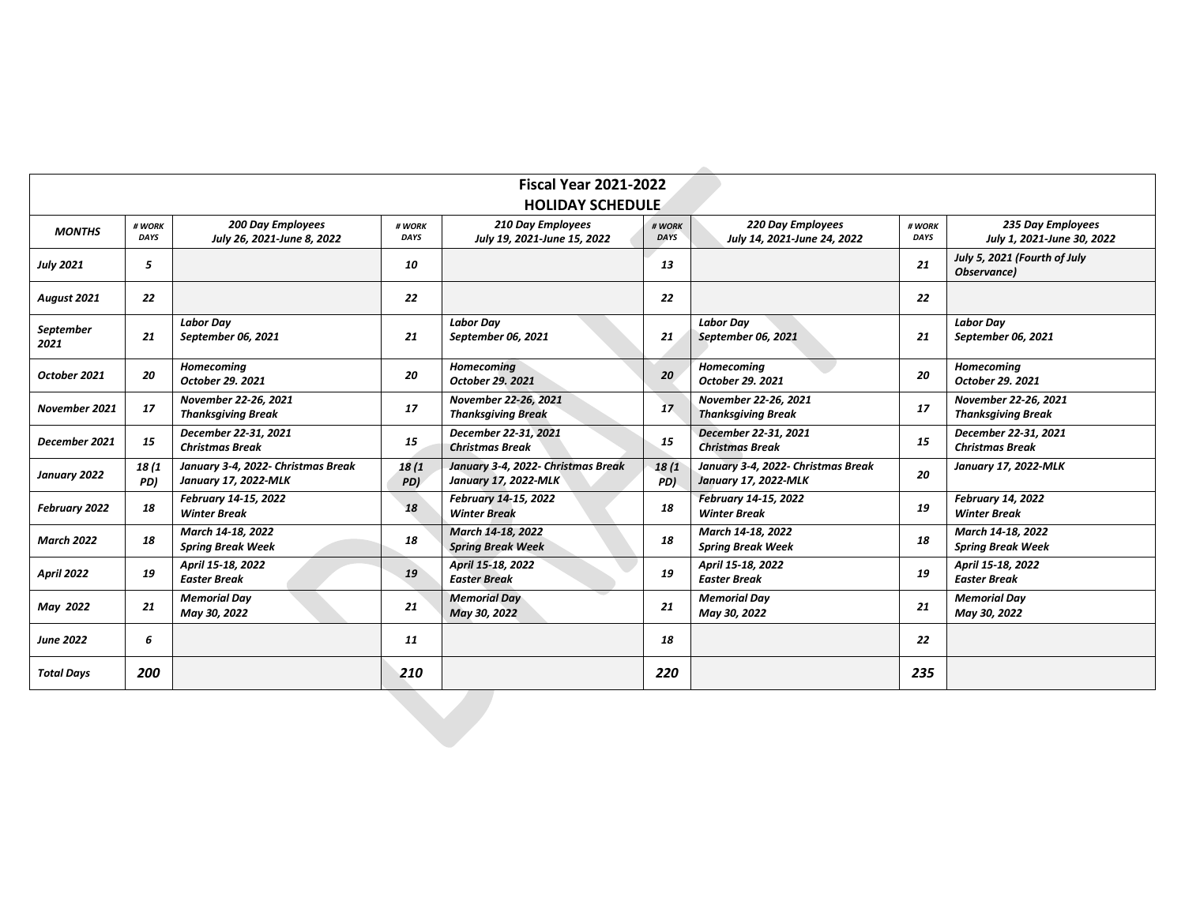| Fiscal Year 2021-2022 HOLIDAY SCHEDULE | | | | | | | | |
|---|---|---|---|---|---|---|---|---|
| ***MONTHS*** | ***# WORK DAYS*** | ***200 Day Employees July 26, 2021-June 8, 2022*** | ***# WORK DAYS*** | ***210 Day Employees July 19, 2021-June 15, 2022*** | ***# WORK DAYS*** | ***220 Day Employees July 14, 2021-June 24, 2022*** | ***# WORK DAYS*** | ***235 Day Employees July 1, 2021-June 30, 2022*** |
| ***July 2021*** | ***5*** | | ***10*** | | ***13*** | | ***21*** | ***July 5, 2021 (Fourth of July Observance)*** |
| ***August 2021*** | ***22*** | | ***22*** | | ***22*** | | ***22*** | |
| ***September 2021*** | ***21*** | ***Labor Day September 06, 2021*** | ***21*** | ***Labor Day September 06, 2021*** | ***21*** | ***Labor Day September 06, 2021*** | ***21*** | ***Labor Day September 06, 2021*** |
| ***October 2021*** | ***20*** | ***Homecoming October 29. 2021*** | ***20*** | ***Homecoming October 29. 2021*** | ***20*** | ***Homecoming October 29. 2021*** | ***20*** | ***Homecoming October 29. 2021*** |
| ***November 2021*** | ***17*** | ***November 22-26, 2021 Thanksgiving Break*** | ***17*** | ***November 22-26, 2021 Thanksgiving Break*** | ***17*** | ***November 22-26, 2021 Thanksgiving Break*** | ***17*** | ***November 22-26, 2021 Thanksgiving Break*** |
| ***December 2021*** | ***15*** | ***December 22-31, 2021 Christmas Break*** | ***15*** | ***December 22-31, 2021 Christmas Break*** | ***15*** | ***December 22-31, 2021 Christmas Break*** | ***15*** | ***December 22-31, 2021 Christmas Break*** |
| ***January 2022*** | ***18 (1 PD)*** | ***January 3-4, 2022- Christmas Break January 17, 2022-MLK*** | ***18 (1 PD)*** | ***January 3-4, 2022- Christmas Break January 17, 2022-MLK*** | ***18 (1 PD)*** | ***January 3-4, 2022- Christmas Break January 17, 2022-MLK*** | ***20*** | ***January 17, 2022-MLK*** |
| ***February 2022*** | ***18*** | ***February 14-15, 2022 Winter Break*** | ***18*** | ***February 14-15, 2022 Winter Break*** | ***18*** | ***February 14-15, 2022 Winter Break*** | ***19*** | ***February 14, 2022 Winter Break*** |
| ***March 2022*** | ***18*** | ***March 14-18, 2022 Spring Break Week*** | ***18*** | ***March 14-18, 2022 Spring Break Week*** | ***18*** | ***March 14-18, 2022 Spring Break Week*** | ***18*** | ***March 14-18, 2022 Spring Break Week*** |
| ***April 2022*** | ***19*** | ***April 15-18, 2022 Easter Break*** | ***19*** | ***April 15-18, 2022 Easter Break*** | ***19*** | ***April 15-18, 2022 Easter Break*** | ***19*** | ***April 15-18, 2022 Easter Break*** |
| ***May 2022*** | ***21*** | ***Memorial Day May 30, 2022*** | ***21*** | ***Memorial Day May 30, 2022*** | ***21*** | ***Memorial Day May 30, 2022*** | ***21*** | ***Memorial Day May 30, 2022*** |
| ***June 2022*** | ***6*** | | ***11*** | | ***18*** | | ***22*** | |
| ***Total Days*** | ***200*** | | ***210*** | | ***220*** | | ***235*** | |